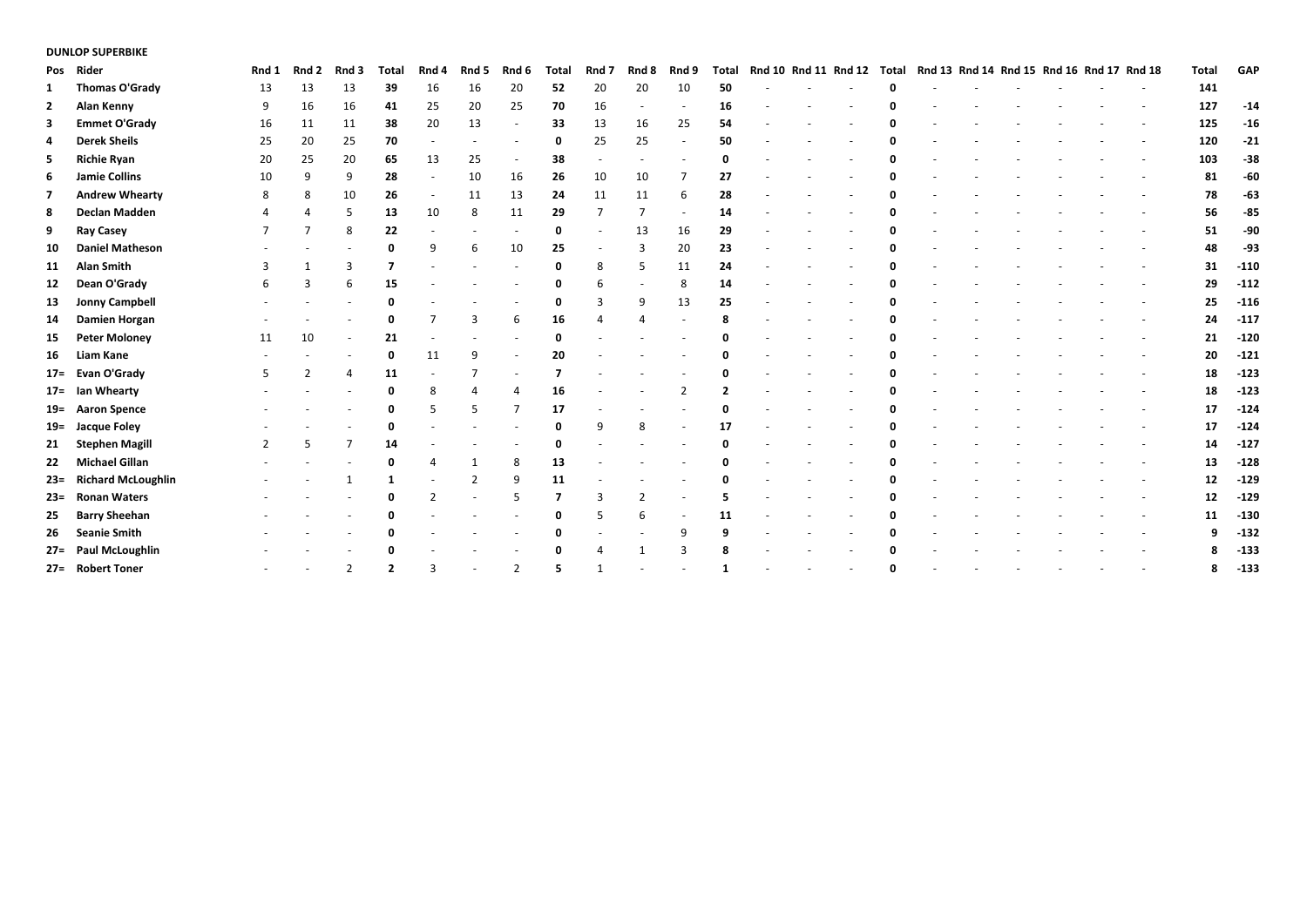**DUNLOP SUPERBIKE**

| Pos | Rider | Rnd 1 | Rnd 2 | Rnd 3 | Total | Rnd 4 | Rnd 5 | Rnd 6 | Total | Rnd 7 | Rnd 8 | Rnd 9 | Total | Rnd 10 | Rnd 11 | Rnd 12 | Total | Rnd 13 | Rnd 14 | Rnd 15 | Rnd 16 | Rnd 17 | Rnd 18 | Total | GAP |
|---|---|---|---|---|---|---|---|---|---|---|---|---|---|---|---|---|---|---|---|---|---|---|---|---|---|
| 1 | Thomas O'Grady | 13 | 13 | 13 | 39 | 16 | 16 | 20 | 52 | 20 | 20 | 10 | 50 | - | - | - | 0 | - | - | - | - | - | - | 141 | |
| 2 | Alan Kenny | 9 | 16 | 16 | 41 | 25 | 20 | 25 | 70 | 16 | - | - | 16 | - | - | - | 0 | - | - | - | - | - | - | 127 | -14 |
| 3 | Emmet O'Grady | 16 | 11 | 11 | 38 | 20 | 13 | - | 33 | 13 | 16 | 25 | 54 | - | - | - | 0 | - | - | - | - | - | - | 125 | -16 |
| 4 | Derek Sheils | 25 | 20 | 25 | 70 | - | - | - | 0 | 25 | 25 | - | 50 | - | - | - | 0 | - | - | - | - | - | - | 120 | -21 |
| 5 | Richie Ryan | 20 | 25 | 20 | 65 | 13 | 25 | - | 38 | - | - | - | 0 | - | - | - | 0 | - | - | - | - | - | - | 103 | -38 |
| 6 | Jamie Collins | 10 | 9 | 9 | 28 | - | 10 | 16 | 26 | 10 | 10 | 7 | 27 | - | - | - | 0 | - | - | - | - | - | - | 81 | -60 |
| 7 | Andrew Whearty | 8 | 8 | 10 | 26 | - | 11 | 13 | 24 | 11 | 11 | 6 | 28 | - | - | - | 0 | - | - | - | - | - | - | 78 | -63 |
| 8 | Declan Madden | 4 | 4 | 5 | 13 | 10 | 8 | 11 | 29 | 7 | 7 | - | 14 | - | - | - | 0 | - | - | - | - | - | - | 56 | -85 |
| 9 | Ray Casey | 7 | 7 | 8 | 22 | - | - | - | 0 | - | 13 | 16 | 29 | - | - | - | 0 | - | - | - | - | - | - | 51 | -90 |
| 10 | Daniel Matheson | - | - | - | 0 | 9 | 6 | 10 | 25 | - | 3 | 20 | 23 | - | - | - | 0 | - | - | - | - | - | - | 48 | -93 |
| 11 | Alan Smith | 3 | 1 | 3 | 7 | - | - | - | 0 | 8 | 5 | 11 | 24 | - | - | - | 0 | - | - | - | - | - | - | 31 | -110 |
| 12 | Dean O'Grady | 6 | 3 | 6 | 15 | - | - | - | 0 | 6 | - | 8 | 14 | - | - | - | 0 | - | - | - | - | - | - | 29 | -112 |
| 13 | Jonny Campbell | - | - | - | 0 | - | - | - | 0 | 3 | 9 | 13 | 25 | - | - | - | 0 | - | - | - | - | - | - | 25 | -116 |
| 14 | Damien Horgan | - | - | - | 0 | 7 | 3 | 6 | 16 | 4 | 4 | - | 8 | - | - | - | 0 | - | - | - | - | - | - | 24 | -117 |
| 15 | Peter Moloney | 11 | 10 | - | 21 | - | - | - | 0 | - | - | - | 0 | - | - | - | 0 | - | - | - | - | - | - | 21 | -120 |
| 16 | Liam Kane | - | - | - | 0 | 11 | 9 | - | 20 | - | - | - | 0 | - | - | - | 0 | - | - | - | - | - | - | 20 | -121 |
| 17= | Evan O'Grady | 5 | 2 | 4 | 11 | - | 7 | - | 7 | - | - | - | 0 | - | - | - | 0 | - | - | - | - | - | - | 18 | -123 |
| 17= | Ian Whearty | - | - | - | 0 | 8 | 4 | 4 | 16 | - | - | 2 | 2 | - | - | - | 0 | - | - | - | - | - | - | 18 | -123 |
| 19= | Aaron Spence | - | - | - | 0 | 5 | 5 | 7 | 17 | - | - | - | 0 | - | - | - | 0 | - | - | - | - | - | - | 17 | -124 |
| 19= | Jacque Foley | - | - | - | 0 | - | - | - | 0 | 9 | 8 | - | 17 | - | - | - | 0 | - | - | - | - | - | - | 17 | -124 |
| 21 | Stephen Magill | 2 | 5 | 7 | 14 | - | - | - | 0 | - | - | - | 0 | - | - | - | 0 | - | - | - | - | - | - | 14 | -127 |
| 22 | Michael Gillan | - | - | - | 0 | 4 | 1 | 8 | 13 | - | - | - | 0 | - | - | - | 0 | - | - | - | - | - | - | 13 | -128 |
| 23= | Richard McLoughlin | - | - | 1 | 1 | - | 2 | 9 | 11 | - | - | - | 0 | - | - | - | 0 | - | - | - | - | - | - | 12 | -129 |
| 23= | Ronan Waters | - | - | - | 0 | 2 | - | 5 | 7 | 3 | 2 | - | 5 | - | - | - | 0 | - | - | - | - | - | - | 12 | -129 |
| 25 | Barry Sheehan | - | - | - | 0 | - | - | - | 0 | 5 | 6 | - | 11 | - | - | - | 0 | - | - | - | - | - | - | 11 | -130 |
| 26 | Seanie Smith | - | - | - | 0 | - | - | - | 0 | - | - | 9 | 9 | - | - | - | 0 | - | - | - | - | - | - | 9 | -132 |
| 27= | Paul McLoughlin | - | - | - | 0 | - | - | - | 0 | 4 | 1 | 3 | 8 | - | - | - | 0 | - | - | - | - | - | - | 8 | -133 |
| 27= | Robert Toner | - | - | 2 | 2 | 3 | - | 2 | 5 | 1 | - | - | 1 | - | - | - | 0 | - | - | - | - | - | - | 8 | -133 |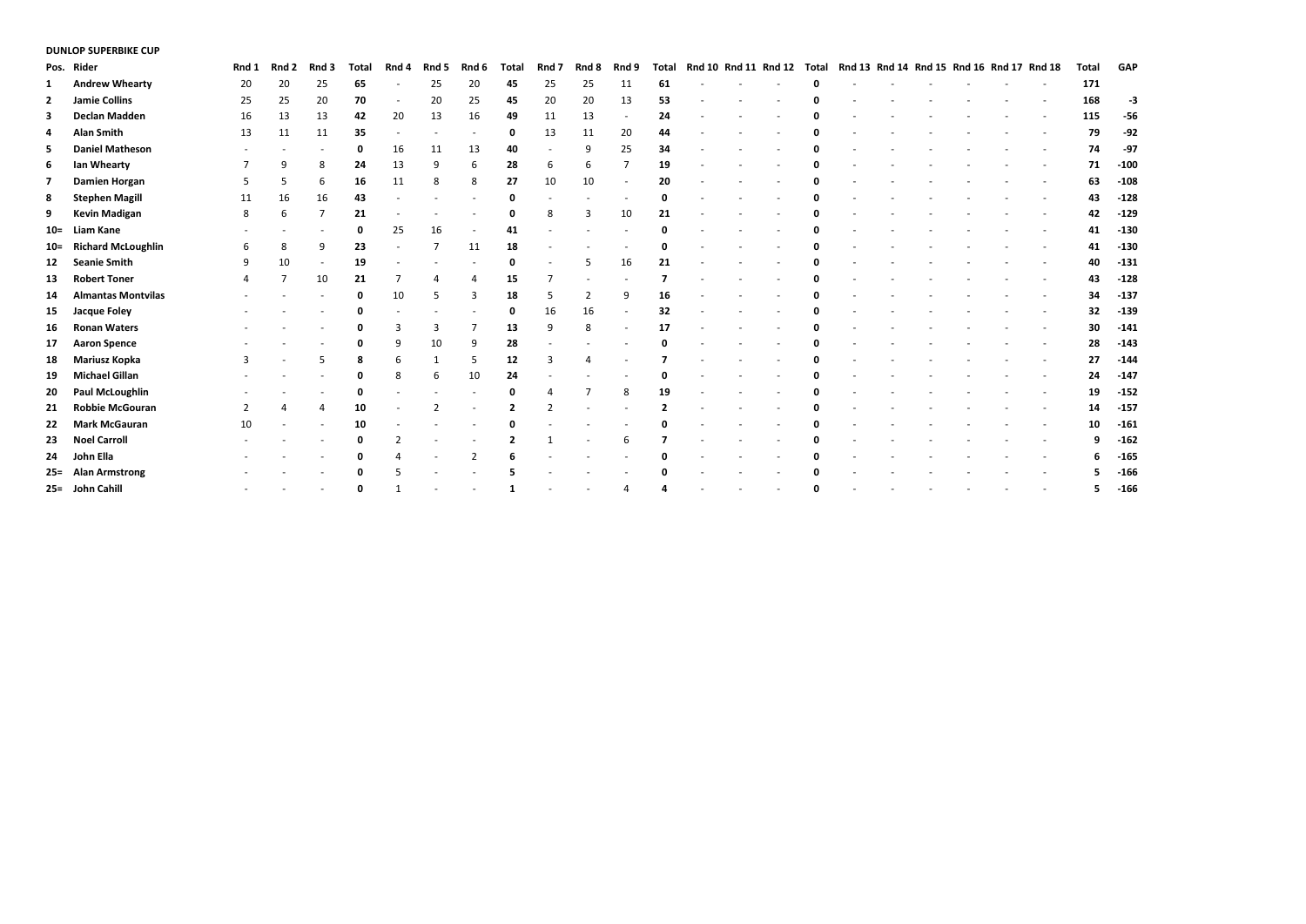**DUNLOP SUPERBIKE CUP**

| Pos. | Rider | Rnd 1 | Rnd 2 | Rnd 3 | Total | Rnd 4 | Rnd 5 | Rnd 6 | Total | Rnd 7 | Rnd 8 | Rnd 9 | Total | Rnd 10 | Rnd 11 | Rnd 12 | Total | Rnd 13 | Rnd 14 | Rnd 15 | Rnd 16 | Rnd 17 | Rnd 18 | Total | GAP |
|---|---|---|---|---|---|---|---|---|---|---|---|---|---|---|---|---|---|---|---|---|---|---|---|---|---|
| 1 | **Andrew Whearty** | 20 | 20 | 25 | **65** | - | 25 | 20 | **45** | 25 | 25 | 11 | **61** | - | - | - | **0** | - | - | - | - | - | - | **171** | |
| 2 | **Jamie Collins** | 25 | 25 | 20 | **70** | - | 20 | 25 | **45** | 20 | 20 | 13 | **53** | - | - | - | **0** | - | - | - | - | - | - | **168** | **-3** |
| 3 | **Declan Madden** | 16 | 13 | 13 | **42** | 20 | 13 | 16 | **49** | 11 | 13 | - | **24** | - | - | - | **0** | - | - | - | - | - | - | **115** | **-56** |
| 4 | **Alan Smith** | 13 | 11 | 11 | **35** | - | - | - | **0** | 13 | 11 | 20 | **44** | - | - | - | **0** | - | - | - | - | - | - | **79** | **-92** |
| 5 | **Daniel Matheson** | - | - | - | **0** | 16 | 11 | 13 | **40** | - | 9 | 25 | **34** | - | - | - | **0** | - | - | - | - | - | - | **74** | **-97** |
| 6 | **Ian Whearty** | 7 | 9 | 8 | **24** | 13 | 9 | 6 | **28** | 6 | 6 | 7 | **19** | - | - | - | **0** | - | - | - | - | - | - | **71** | **-100** |
| 7 | **Damien Horgan** | 5 | 5 | 6 | **16** | 11 | 8 | 8 | **27** | 10 | 10 | - | **20** | - | - | - | **0** | - | - | - | - | - | - | **63** | **-108** |
| 8 | **Stephen Magill** | 11 | 16 | 16 | **43** | - | - | - | **0** | - | - | - | **0** | - | - | - | **0** | - | - | - | - | - | - | **43** | **-128** |
| 9 | **Kevin Madigan** | 8 | 6 | 7 | **21** | - | - | - | **0** | 8 | 3 | 10 | **21** | - | - | - | **0** | - | - | - | - | - | - | **42** | **-129** |
| 10= | **Liam Kane** | - | - | - | **0** | 25 | 16 | - | **41** | - | - | - | **0** | - | - | - | **0** | - | - | - | - | - | - | **41** | **-130** |
| 10= | **Richard McLoughlin** | 6 | 8 | 9 | **23** | - | 7 | 11 | **18** | - | - | - | **0** | - | - | - | **0** | - | - | - | - | - | - | **41** | **-130** |
| 12 | **Seanie Smith** | 9 | 10 | - | **19** | - | - | - | **0** | - | 5 | 16 | **21** | - | - | - | **0** | - | - | - | - | - | - | **40** | **-131** |
| 13 | **Robert Toner** | 4 | 7 | 10 | **21** | 7 | 4 | 4 | **15** | 7 | - | - | **7** | - | - | - | **0** | - | - | - | - | - | - | **43** | **-128** |
| 14 | **Almantas Montvilas** | - | - | - | **0** | 10 | 5 | 3 | **18** | 5 | 2 | 9 | **16** | - | - | - | **0** | - | - | - | - | - | - | **34** | **-137** |
| 15 | **Jacque Foley** | - | - | - | **0** | - | - | - | **0** | 16 | 16 | - | **32** | - | - | - | **0** | - | - | - | - | - | - | **32** | **-139** |
| 16 | **Ronan Waters** | - | - | - | **0** | 3 | 3 | 7 | **13** | 9 | 8 | - | **17** | - | - | - | **0** | - | - | - | - | - | - | **30** | **-141** |
| 17 | **Aaron Spence** | - | - | - | **0** | 9 | 10 | 9 | **28** | - | - | - | **0** | - | - | - | **0** | - | - | - | - | - | - | **28** | **-143** |
| 18 | **Mariusz Kopka** | 3 | - | 5 | **8** | 6 | 1 | 5 | **12** | 3 | 4 | - | **7** | - | - | - | **0** | - | - | - | - | - | - | **27** | **-144** |
| 19 | **Michael Gillan** | - | - | - | **0** | 8 | 6 | 10 | **24** | - | - | - | **0** | - | - | - | **0** | - | - | - | - | - | - | **24** | **-147** |
| 20 | **Paul McLoughlin** | - | - | - | **0** | - | - | - | **0** | 4 | 7 | 8 | **19** | - | - | - | **0** | - | - | - | - | - | - | **19** | **-152** |
| 21 | **Robbie McGouran** | 2 | 4 | 4 | **10** | - | 2 | - | **2** | 2 | - | - | **2** | - | - | - | **0** | - | - | - | - | - | - | **14** | **-157** |
| 22 | **Mark McGauran** | 10 | - | - | **10** | - | - | - | **0** | - | - | - | **0** | - | - | - | **0** | - | - | - | - | - | - | **10** | **-161** |
| 23 | **Noel Carroll** | - | - | - | **0** | 2 | - | - | **2** | 1 | - | 6 | **7** | - | - | - | **0** | - | - | - | - | - | - | **9** | **-162** |
| 24 | **John Ella** | - | - | - | **0** | 4 | - | 2 | **6** | - | - | - | **0** | - | - | - | **0** | - | - | - | - | - | - | **6** | **-165** |
| 25= | **Alan Armstrong** | - | - | - | **0** | 5 | - | - | **5** | - | - | - | **0** | - | - | - | **0** | - | - | - | - | - | - | **5** | **-166** |
| 25= | **John Cahill** | - | - | - | **0** | 1 | - | - | **1** | - | - | 4 | **4** | - | - | - | **0** | - | - | - | - | - | - | **5** | **-166** |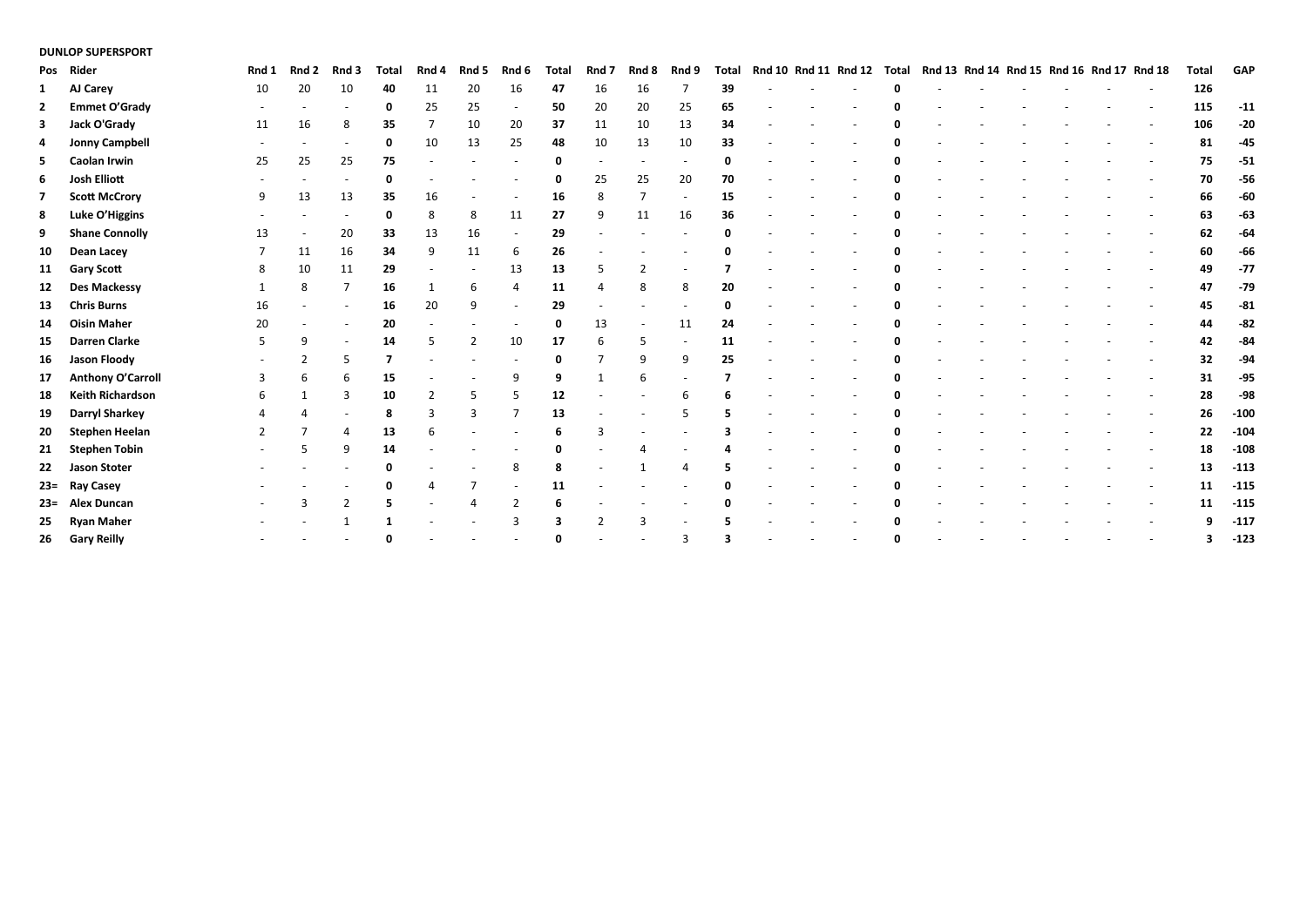**DUNLOP SUPERSPORT**

| Pos | Rider | Rnd 1 | Rnd 2 | Rnd 3 | Total | Rnd 4 | Rnd 5 | Rnd 6 | Total | Rnd 7 | Rnd 8 | Rnd 9 | Total | Rnd 10 | Rnd 11 | Rnd 12 | Total | Rnd 13 | Rnd 14 | Rnd 15 | Rnd 16 | Rnd 17 | Rnd 18 | Total | GAP |
|---|---|---|---|---|---|---|---|---|---|---|---|---|---|---|---|---|---|---|---|---|---|---|---|---|---|
| 1 | **AJ Carey** | 10 | 20 | 10 | **40** | 11 | 20 | 16 | **47** | 16 | 16 | 7 | **39** | - | - | - | **0** | - | - | - | - | - | - | **126** | |
| 2 | **Emmet O'Grady** | - | - | - | **0** | 25 | 25 | - | **50** | 20 | 20 | 25 | **65** | - | - | - | **0** | - | - | - | - | - | - | **115** | **-11** |
| 3 | **Jack O'Grady** | 11 | 16 | 8 | **35** | 7 | 10 | 20 | **37** | 11 | 10 | 13 | **34** | - | - | - | **0** | - | - | - | - | - | - | **106** | **-20** |
| 4 | **Jonny Campbell** | - | - | - | **0** | 10 | 13 | 25 | **48** | 10 | 13 | 10 | **33** | - | - | - | **0** | - | - | - | - | - | - | **81** | **-45** |
| 5 | **Caolan Irwin** | 25 | 25 | 25 | **75** | - | - | - | **0** | - | - | - | **0** | - | - | - | **0** | - | - | - | - | - | - | **75** | **-51** |
| 6 | **Josh Elliott** | - | - | - | **0** | - | - | - | **0** | 25 | 25 | 20 | **70** | - | - | - | **0** | - | - | - | - | - | - | **70** | **-56** |
| 7 | **Scott McCrory** | 9 | 13 | 13 | **35** | 16 | - | - | **16** | 8 | 7 | - | **15** | - | - | - | **0** | - | - | - | - | - | - | **66** | **-60** |
| 8 | **Luke O'Higgins** | - | - | - | **0** | 8 | 8 | 11 | **27** | 9 | 11 | 16 | **36** | - | - | - | **0** | - | - | - | - | - | - | **63** | **-63** |
| 9 | **Shane Connolly** | 13 | - | 20 | **33** | 13 | 16 | - | **29** | - | - | - | **0** | - | - | - | **0** | - | - | - | - | - | - | **62** | **-64** |
| 10 | **Dean Lacey** | 7 | 11 | 16 | **34** | 9 | 11 | 6 | **26** | - | - | - | **0** | - | - | - | **0** | - | - | - | - | - | - | **60** | **-66** |
| 11 | **Gary Scott** | 8 | 10 | 11 | **29** | - | - | 13 | **13** | 5 | 2 | - | **7** | - | - | - | **0** | - | - | - | - | - | - | **49** | **-77** |
| 12 | **Des Mackessy** | 1 | 8 | 7 | **16** | 1 | 6 | 4 | **11** | 4 | 8 | 8 | **20** | - | - | - | **0** | - | - | - | - | - | - | **47** | **-79** |
| 13 | **Chris Burns** | 16 | - | - | **16** | 20 | 9 | - | **29** | - | - | - | **0** | - | - | - | **0** | - | - | - | - | - | - | **45** | **-81** |
| 14 | **Oisin Maher** | 20 | - | - | **20** | - | - | - | **0** | 13 | - | 11 | **24** | - | - | - | **0** | - | - | - | - | - | - | **44** | **-82** |
| 15 | **Darren Clarke** | 5 | 9 | - | **14** | 5 | 2 | 10 | **17** | 6 | 5 | - | **11** | - | - | - | **0** | - | - | - | - | - | - | **42** | **-84** |
| 16 | **Jason Floody** | - | 2 | 5 | **7** | - | - | - | **0** | 7 | 9 | 9 | **25** | - | - | - | **0** | - | - | - | - | - | - | **32** | **-94** |
| 17 | **Anthony O'Carroll** | 3 | 6 | 6 | **15** | - | - | 9 | **9** | 1 | 6 | - | **7** | - | - | - | **0** | - | - | - | - | - | - | **31** | **-95** |
| 18 | **Keith Richardson** | 6 | 1 | 3 | **10** | 2 | 5 | 5 | **12** | - | - | 6 | **6** | - | - | - | **0** | - | - | - | - | - | - | **28** | **-98** |
| 19 | **Darryl Sharkey** | 4 | 4 | - | **8** | 3 | 3 | 7 | **13** | - | - | 5 | **5** | - | - | - | **0** | - | - | - | - | - | - | **26** | **-100** |
| 20 | **Stephen Heelan** | 2 | 7 | 4 | **13** | 6 | - | - | **6** | 3 | - | - | **3** | - | - | - | **0** | - | - | - | - | - | - | **22** | **-104** |
| 21 | **Stephen Tobin** | - | 5 | 9 | **14** | - | - | - | **0** | - | 4 | - | **4** | - | - | - | **0** | - | - | - | - | - | - | **18** | **-108** |
| 22 | **Jason Stoter** | - | - | - | **0** | - | - | 8 | **8** | - | 1 | 4 | **5** | - | - | - | **0** | - | - | - | - | - | - | **13** | **-113** |
| 23= | **Ray Casey** | - | - | - | **0** | 4 | 7 | - | **11** | - | - | - | **0** | - | - | - | **0** | - | - | - | - | - | - | **11** | **-115** |
| 23= | **Alex Duncan** | - | 3 | 2 | **5** | - | 4 | 2 | **6** | - | - | - | **0** | - | - | - | **0** | - | - | - | - | - | - | **11** | **-115** |
| 25 | **Ryan Maher** | - | - | 1 | **1** | - | - | 3 | **3** | 2 | 3 | - | **5** | - | - | - | **0** | - | - | - | - | - | - | **9** | **-117** |
| 26 | **Gary Reilly** | - | - | - | **0** | - | - | - | **0** | - | - | 3 | **3** | - | - | - | **0** | - | - | - | - | - | - | **3** | **-123** |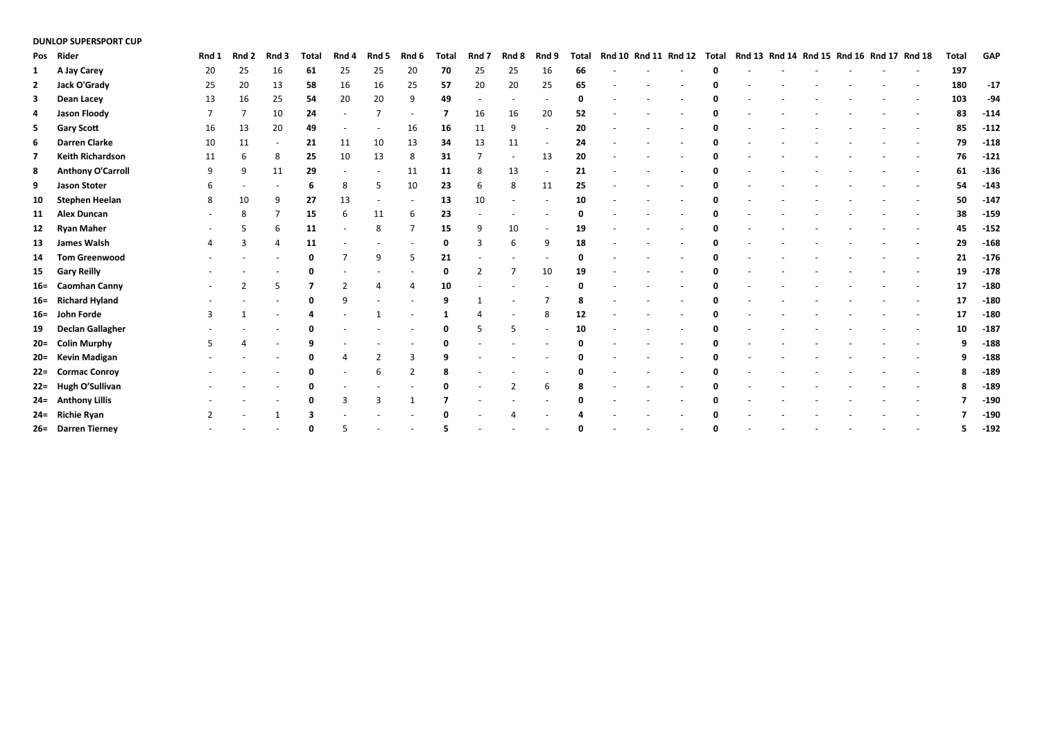**DUNLOP SUPERSPORT CUP**

| Pos | Rider | Rnd 1 | Rnd 2 | Rnd 3 | Total | Rnd 4 | Rnd 5 | Rnd 6 | Total | Rnd 7 | Rnd 8 | Rnd 9 | Total | Rnd 10 | Rnd 11 | Rnd 12 | Total | Rnd 13 | Rnd 14 | Rnd 15 | Rnd 16 | Rnd 17 | Rnd 18 | Total | GAP |
|---|---|---|---|---|---|---|---|---|---|---|---|---|---|---|---|---|---|---|---|---|---|---|---|---|---|
| 1 | A Jay Carey | 20 | 25 | 16 | 61 | 25 | 25 | 20 | 70 | 25 | 25 | 16 | 66 | - | - | - | 0 | - | - | - | - | - | - | 197 | |
| 2 | Jack O'Grady | 25 | 20 | 13 | 58 | 16 | 16 | 25 | 57 | 20 | 20 | 25 | 65 | - | - | - | 0 | - | - | - | - | - | - | 180 | -17 |
| 3 | Dean Lacey | 13 | 16 | 25 | 54 | 20 | 20 | 9 | 49 | - | - | - | 0 | - | - | - | 0 | - | - | - | - | - | - | 103 | -94 |
| 4 | Jason Floody | 7 | 7 | 10 | 24 | - | 7 | - | 7 | 16 | 16 | 20 | 52 | - | - | - | 0 | - | - | - | - | - | - | 83 | -114 |
| 5 | Gary Scott | 16 | 13 | 20 | 49 | - | - | 16 | 16 | 11 | 9 | - | 20 | - | - | - | 0 | - | - | - | - | - | - | 85 | -112 |
| 6 | Darren Clarke | 10 | 11 | - | 21 | 11 | 10 | 13 | 34 | 13 | 11 | - | 24 | - | - | - | 0 | - | - | - | - | - | - | 79 | -118 |
| 7 | Keith Richardson | 11 | 6 | 8 | 25 | 10 | 13 | 8 | 31 | 7 | - | 13 | 20 | - | - | - | 0 | - | - | - | - | - | - | 76 | -121 |
| 8 | Anthony O'Carroll | 9 | 9 | 11 | 29 | - | - | 11 | 11 | 8 | 13 | - | 21 | - | - | - | 0 | - | - | - | - | - | - | 61 | -136 |
| 9 | Jason Stoter | 6 | - | - | 6 | 8 | 5 | 10 | 23 | 6 | 8 | 11 | 25 | - | - | - | 0 | - | - | - | - | - | - | 54 | -143 |
| 10 | Stephen Heelan | 8 | 10 | 9 | 27 | 13 | - | - | 13 | 10 | - | - | 10 | - | - | - | 0 | - | - | - | - | - | - | 50 | -147 |
| 11 | Alex Duncan | - | 8 | 7 | 15 | 6 | 11 | 6 | 23 | - | - | - | 0 | - | - | - | 0 | - | - | - | - | - | - | 38 | -159 |
| 12 | Ryan Maher | - | 5 | 6 | 11 | - | 8 | 7 | 15 | 9 | 10 | - | 19 | - | - | - | 0 | - | - | - | - | - | - | 45 | -152 |
| 13 | James Walsh | 4 | 3 | 4 | 11 | - | - | - | 0 | 3 | 6 | 9 | 18 | - | - | - | 0 | - | - | - | - | - | - | 29 | -168 |
| 14 | Tom Greenwood | - | - | - | 0 | 7 | 9 | 5 | 21 | - | - | - | 0 | - | - | - | 0 | - | - | - | - | - | - | 21 | -176 |
| 15 | Gary Reilly | - | - | - | 0 | - | - | - | 0 | 2 | 7 | 10 | 19 | - | - | - | 0 | - | - | - | - | - | - | 19 | -178 |
| 16= | Caomhan Canny | - | 2 | 5 | 7 | 2 | 4 | 4 | 10 | - | - | - | 0 | - | - | - | 0 | - | - | - | - | - | - | 17 | -180 |
| 16= | Richard Hyland | - | - | - | 0 | 9 | - | - | 9 | 1 | - | 7 | 8 | - | - | - | 0 | - | - | - | - | - | - | 17 | -180 |
| 16= | John Forde | 3 | 1 | - | 4 | - | 1 | - | 1 | 4 | - | 8 | 12 | - | - | - | 0 | - | - | - | - | - | - | 17 | -180 |
| 19 | Declan Gallagher | - | - | - | 0 | - | - | - | 0 | 5 | 5 | - | 10 | - | - | - | 0 | - | - | - | - | - | - | 10 | -187 |
| 20= | Colin Murphy | 5 | 4 | - | 9 | - | - | - | 0 | - | - | - | 0 | - | - | - | 0 | - | - | - | - | - | - | 9 | -188 |
| 20= | Kevin Madigan | - | - | - | 0 | 4 | 2 | 3 | 9 | - | - | - | 0 | - | - | - | 0 | - | - | - | - | - | - | 9 | -188 |
| 22= | Cormac Conroy | - | - | - | 0 | - | 6 | 2 | 8 | - | - | - | 0 | - | - | - | 0 | - | - | - | - | - | - | 8 | -189 |
| 22= | Hugh O'Sullivan | - | - | - | 0 | - | - | - | 0 | - | 2 | 6 | 8 | - | - | - | 0 | - | - | - | - | - | - | 8 | -189 |
| 24= | Anthony Lillis | - | - | - | 0 | 3 | 3 | 1 | 7 | - | - | - | 0 | - | - | - | 0 | - | - | - | - | - | - | 7 | -190 |
| 24= | Richie Ryan | 2 | - | 1 | 3 | - | - | - | 0 | - | 4 | - | 4 | - | - | - | 0 | - | - | - | - | - | - | 7 | -190 |
| 26= | Darren Tierney | - | - | - | 0 | 5 | - | - | 5 | - | - | - | 0 | - | - | - | 0 | - | - | - | - | - | - | 5 | -192 |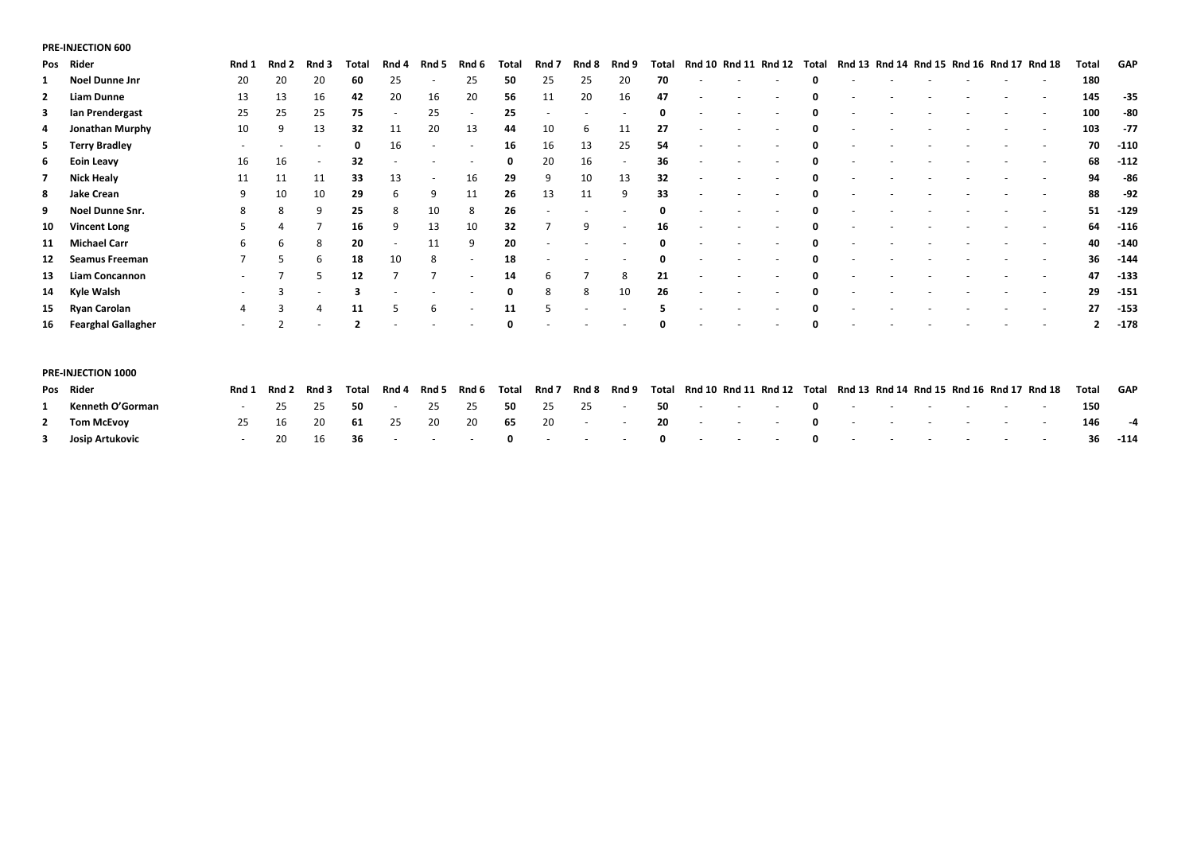**PRE-INJECTION 600**

| Pos | Rider | Rnd 1 | Rnd 2 | Rnd 3 | Total | Rnd 4 | Rnd 5 | Rnd 6 | Total | Rnd 7 | Rnd 8 | Rnd 9 | Total | Rnd 10 | Rnd 11 | Rnd 12 | Total | Rnd 13 | Rnd 14 | Rnd 15 | Rnd 16 | Rnd 17 | Rnd 18 | Total | GAP |
|---|---|---|---|---|---|---|---|---|---|---|---|---|---|---|---|---|---|---|---|---|---|---|---|---|---|
| 1 | **Noel Dunne Jnr** | 20 | 20 | 20 | **60** | 25 | - | 25 | **50** | 25 | 25 | 20 | **70** | - | - | - | **0** | - | - | - | - | - | - | **180** | |
| 2 | **Liam Dunne** | 13 | 13 | 16 | **42** | 20 | 16 | 20 | **56** | 11 | 20 | 16 | **47** | - | - | - | **0** | - | - | - | - | - | - | **145** | **-35** |
| 3 | **Ian Prendergast** | 25 | 25 | 25 | **75** | - | 25 | - | **25** | - | - | - | **0** | - | - | - | **0** | - | - | - | - | - | - | **100** | **-80** |
| 4 | **Jonathan Murphy** | 10 | 9 | 13 | **32** | 11 | 20 | 13 | **44** | 10 | 6 | 11 | **27** | - | - | - | **0** | - | - | - | - | - | - | **103** | **-77** |
| 5 | **Terry Bradley** | - | - | - | **0** | 16 | - | - | **16** | 16 | 13 | 25 | **54** | - | - | - | **0** | - | - | - | - | - | - | **70** | **-110** |
| 6 | **Eoin Leavy** | 16 | 16 | - | **32** | - | - | - | **0** | 20 | 16 | - | **36** | - | - | - | **0** | - | - | - | - | - | - | **68** | **-112** |
| 7 | **Nick Healy** | 11 | 11 | 11 | **33** | 13 | - | 16 | **29** | 9 | 10 | 13 | **32** | - | - | - | **0** | - | - | - | - | - | - | **94** | **-86** |
| 8 | **Jake Crean** | 9 | 10 | 10 | **29** | 6 | 9 | 11 | **26** | 13 | 11 | 9 | **33** | - | - | - | **0** | - | - | - | - | - | - | **88** | **-92** |
| 9 | **Noel Dunne Snr.** | 8 | 8 | 9 | **25** | 8 | 10 | 8 | **26** | - | - | - | **0** | - | - | - | **0** | - | - | - | - | - | - | **51** | **-129** |
| 10 | **Vincent Long** | 5 | 4 | 7 | **16** | 9 | 13 | 10 | **32** | 7 | 9 | - | **16** | - | - | - | **0** | - | - | - | - | - | - | **64** | **-116** |
| 11 | **Michael Carr** | 6 | 6 | 8 | **20** | - | 11 | 9 | **20** | - | - | - | **0** | - | - | - | **0** | - | - | - | - | - | - | **40** | **-140** |
| 12 | **Seamus Freeman** | 7 | 5 | 6 | **18** | 10 | 8 | - | **18** | - | - | - | **0** | - | - | - | **0** | - | - | - | - | - | - | **36** | **-144** |
| 13 | **Liam Concannon** | - | 7 | 5 | **12** | 7 | 7 | - | **14** | 6 | 7 | 8 | **21** | - | - | - | **0** | - | - | - | - | - | - | **47** | **-133** |
| 14 | **Kyle Walsh** | - | 3 | - | **3** | - | - | - | **0** | 8 | 8 | 10 | **26** | - | - | - | **0** | - | - | - | - | - | - | **29** | **-151** |
| 15 | **Ryan Carolan** | 4 | 3 | 4 | **11** | 5 | 6 | - | **11** | 5 | - | - | **5** | - | - | - | **0** | - | - | - | - | - | - | **27** | **-153** |
| 16 | **Fearghal Gallagher** | - | 2 | - | **2** | - | - | - | **0** | - | - | - | **0** | - | - | - | **0** | - | - | - | - | - | - | **2** | **-178** |

**PRE-INJECTION 1000**

| Pos | Rider | Rnd 1 | Rnd 2 | Rnd 3 | Total | Rnd 4 | Rnd 5 | Rnd 6 | Total | Rnd 7 | Rnd 8 | Rnd 9 | Total | Rnd 10 | Rnd 11 | Rnd 12 | Total | Rnd 13 | Rnd 14 | Rnd 15 | Rnd 16 | Rnd 17 | Rnd 18 | Total | GAP |
|---|---|---|---|---|---|---|---|---|---|---|---|---|---|---|---|---|---|---|---|---|---|---|---|---|---|
| 1 | **Kenneth O'Gorman** | - | 25 | 25 | **50** | - | 25 | 25 | **50** | 25 | 25 | - | **50** | - | - | - | **0** | - | - | - | - | - | - | **150** | |
| 2 | **Tom McEvoy** | 25 | 16 | 20 | **61** | 25 | 20 | 20 | **65** | 20 | - | - | **20** | - | - | - | **0** | - | - | - | - | - | - | **146** | **-4** |
| 3 | **Josip Artukovic** | - | 20 | 16 | **36** | - | - | - | **0** | - | - | - | **0** | - | - | - | **0** | - | - | - | - | - | - | **36** | **-114** |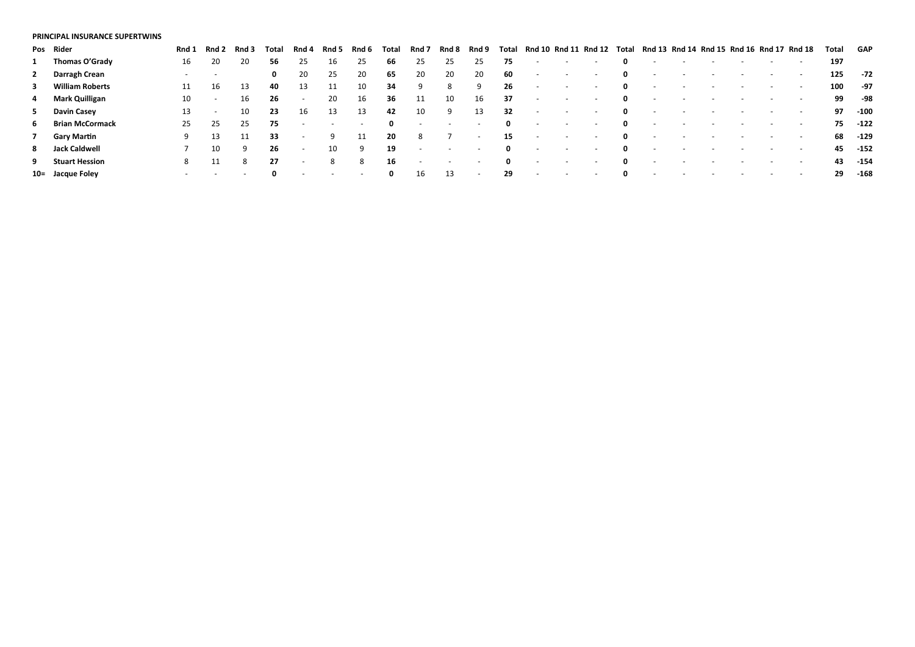**PRINCIPAL INSURANCE SUPERTWINS**

| Pos | Rider | Rnd 1 | Rnd 2 | Rnd 3 | Total | Rnd 4 | Rnd 5 | Rnd 6 | Total | Rnd 7 | Rnd 8 | Rnd 9 | Total | Rnd 10 | Rnd 11 | Rnd 12 | Total | Rnd 13 | Rnd 14 | Rnd 15 | Rnd 16 | Rnd 17 | Rnd 18 | Total | GAP |
|---|---|---|---|---|---|---|---|---|---|---|---|---|---|---|---|---|---|---|---|---|---|---|---|---|---|
| 1 | **Thomas O'Grady** | 16 | 20 | 20 | **56** | 25 | 16 | 25 | **66** | 25 | 25 | 25 | **75** | - | - | - | **0** | - | - | - | - | - | - | **197** | |
| 2 | **Darragh Crean** | - | - | | **0** | 20 | 25 | 20 | **65** | 20 | 20 | 20 | **60** | - | - | - | **0** | - | - | - | - | - | - | **125** | **-72** |
| 3 | **William Roberts** | 11 | 16 | 13 | **40** | 13 | 11 | 10 | **34** | 9 | 8 | 9 | **26** | - | - | - | **0** | - | - | - | - | - | - | **100** | **-97** |
| 4 | **Mark Quilligan** | 10 | - | 16 | **26** | - | 20 | 16 | **36** | 11 | 10 | 16 | **37** | - | - | - | **0** | - | - | - | - | - | - | **99** | **-98** |
| 5 | **Davin Casey** | 13 | - | 10 | **23** | 16 | 13 | 13 | **42** | 10 | 9 | 13 | **32** | - | - | - | **0** | - | - | - | - | - | - | **97** | **-100** |
| 6 | **Brian McCormack** | 25 | 25 | 25 | **75** | - | - | - | **0** | - | - | - | **0** | - | - | - | **0** | - | - | - | - | - | - | **75** | **-122** |
| 7 | **Gary Martin** | 9 | 13 | 11 | **33** | - | 9 | 11 | **20** | 8 | 7 | - | **15** | - | - | - | **0** | - | - | - | - | - | - | **68** | **-129** |
| 8 | **Jack Caldwell** | 7 | 10 | 9 | **26** | - | 10 | 9 | **19** | - | - | - | **0** | - | - | - | **0** | - | - | - | - | - | - | **45** | **-152** |
| 9 | **Stuart Hession** | 8 | 11 | 8 | **27** | - | 8 | 8 | **16** | - | - | - | **0** | - | - | - | **0** | - | - | - | - | - | - | **43** | **-154** |
| 10= | **Jacque Foley** | - | - | - | **0** | - | - | - | **0** | 16 | 13 | - | **29** | - | - | - | **0** | - | - | - | - | - | - | **29** | **-168** |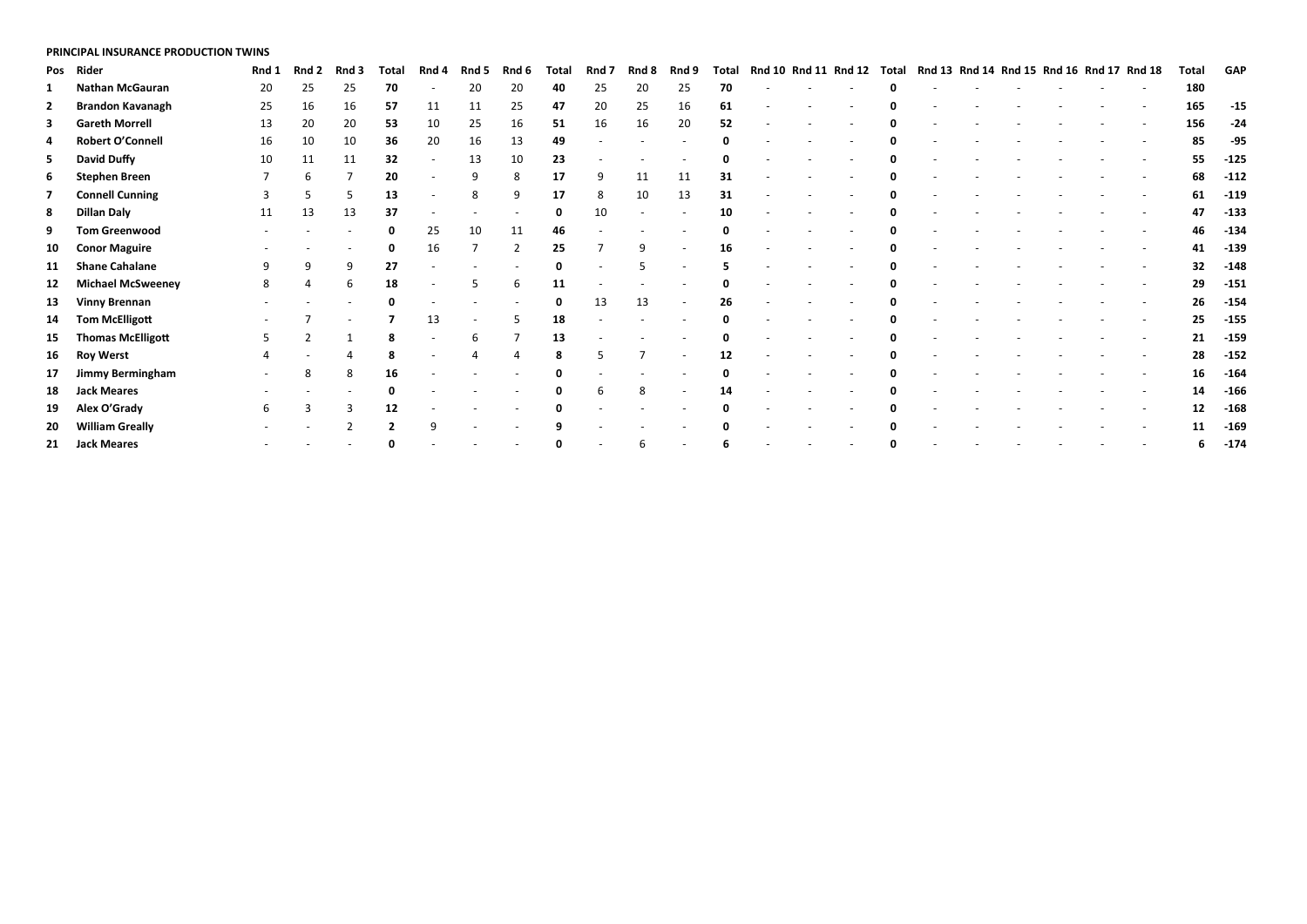**PRINCIPAL INSURANCE PRODUCTION TWINS**

| Pos | Rider | Rnd 1 | Rnd 2 | Rnd 3 | Total | Rnd 4 | Rnd 5 | Rnd 6 | Total | Rnd 7 | Rnd 8 | Rnd 9 | Total | Rnd 10 | Rnd 11 | Rnd 12 | Total | Rnd 13 | Rnd 14 | Rnd 15 | Rnd 16 | Rnd 17 | Rnd 18 | Total | GAP |
|---|---|---|---|---|---|---|---|---|---|---|---|---|---|---|---|---|---|---|---|---|---|---|---|---|---|
| 1 | **Nathan McGauran** | 20 | 25 | 25 | **70** | - | 20 | 20 | **40** | 25 | 20 | 25 | **70** | - | - | - | **0** | - | - | - | - | - | - | **180** | |
| 2 | **Brandon Kavanagh** | 25 | 16 | 16 | **57** | 11 | 11 | 25 | **47** | 20 | 25 | 16 | **61** | - | - | - | **0** | - | - | - | - | - | - | **165** | **-15** |
| 3 | **Gareth Morrell** | 13 | 20 | 20 | **53** | 10 | 25 | 16 | **51** | 16 | 16 | 20 | **52** | - | - | - | **0** | - | - | - | - | - | - | **156** | **-24** |
| 4 | **Robert O'Connell** | 16 | 10 | 10 | **36** | 20 | 16 | 13 | **49** | - | - | - | **0** | - | - | - | **0** | - | - | - | - | - | - | **85** | **-95** |
| 5 | **David Duffy** | 10 | 11 | 11 | **32** | - | 13 | 10 | **23** | - | - | - | **0** | - | - | - | **0** | - | - | - | - | - | - | **55** | **-125** |
| 6 | **Stephen Breen** | 7 | 6 | 7 | **20** | - | 9 | 8 | **17** | 9 | 11 | 11 | **31** | - | - | - | **0** | - | - | - | - | - | - | **68** | **-112** |
| 7 | **Connell Cunning** | 3 | 5 | 5 | **13** | - | 8 | 9 | **17** | 8 | 10 | 13 | **31** | - | - | - | **0** | - | - | - | - | - | - | **61** | **-119** |
| 8 | **Dillan Daly** | 11 | 13 | 13 | **37** | - | - | - | **0** | 10 | - | - | **10** | - | - | - | **0** | - | - | - | - | - | - | **47** | **-133** |
| 9 | **Tom Greenwood** | - | - | - | **0** | 25 | 10 | 11 | **46** | - | - | - | **0** | - | - | - | **0** | - | - | - | - | - | - | **46** | **-134** |
| 10 | **Conor Maguire** | - | - | - | **0** | 16 | 7 | 2 | **25** | 7 | 9 | - | **16** | - | - | - | **0** | - | - | - | - | - | - | **41** | **-139** |
| 11 | **Shane Cahalane** | 9 | 9 | 9 | **27** | - | - | - | **0** | - | 5 | - | **5** | - | - | - | **0** | - | - | - | - | - | - | **32** | **-148** |
| 12 | **Michael McSweeney** | 8 | 4 | 6 | **18** | - | 5 | 6 | **11** | - | - | - | **0** | - | - | - | **0** | - | - | - | - | - | - | **29** | **-151** |
| 13 | **Vinny Brennan** | - | - | - | **0** | - | - | - | **0** | 13 | 13 | - | **26** | - | - | - | **0** | - | - | - | - | - | - | **26** | **-154** |
| 14 | **Tom McElligott** | - | 7 | - | **7** | 13 | - | 5 | **18** | - | - | - | **0** | - | - | - | **0** | - | - | - | - | - | - | **25** | **-155** |
| 15 | **Thomas McElligott** | 5 | 2 | 1 | **8** | - | 6 | 7 | **13** | - | - | - | **0** | - | - | - | **0** | - | - | - | - | - | - | **21** | **-159** |
| 16 | **Roy Werst** | 4 | - | 4 | **8** | - | 4 | 4 | **8** | 5 | 7 | - | **12** | - | - | - | **0** | - | - | - | - | - | - | **28** | **-152** |
| 17 | **Jimmy Bermingham** | - | 8 | 8 | **16** | - | - | - | **0** | - | - | - | **0** | - | - | - | **0** | - | - | - | - | - | - | **16** | **-164** |
| 18 | **Jack Meares** | - | - | - | **0** | - | - | - | **0** | 6 | 8 | - | **14** | - | - | - | **0** | - | - | - | - | - | - | **14** | **-166** |
| 19 | **Alex O'Grady** | 6 | 3 | 3 | **12** | - | - | - | **0** | - | - | - | **0** | - | - | - | **0** | - | - | - | - | - | - | **12** | **-168** |
| 20 | **William Greally** | - | - | 2 | **2** | 9 | - | - | **9** | - | - | - | **0** | - | - | - | **0** | - | - | - | - | - | - | **11** | **-169** |
| 21 | **Jack Meares** | - | - | - | **0** | - | - | - | **0** | - | 6 | - | **6** | - | - | - | **0** | - | - | - | - | - | - | **6** | **-174** |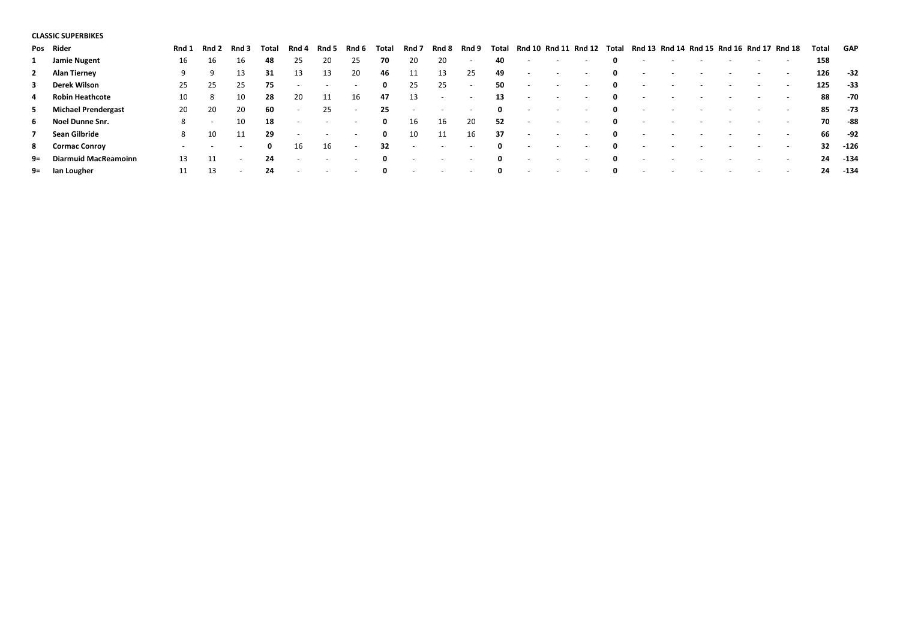**CLASSIC SUPERBIKES**

| Pos | Rider | Rnd 1 | Rnd 2 | Rnd 3 | Total | Rnd 4 | Rnd 5 | Rnd 6 | Total | Rnd 7 | Rnd 8 | Rnd 9 | Total | Rnd 10 | Rnd 11 | Rnd 12 | Total | Rnd 13 | Rnd 14 | Rnd 15 | Rnd 16 | Rnd 17 | Rnd 18 | Total | GAP |
|---|---|---|---|---|---|---|---|---|---|---|---|---|---|---|---|---|---|---|---|---|---|---|---|---|---|
| 1 | **Jamie Nugent** | 16 | 16 | 16 | **48** | 25 | 20 | 25 | **70** | 20 | 20 | - | **40** | - | - | - | **0** | - | - | - | - | - | - | **158** | |
| 2 | **Alan Tierney** | 9 | 9 | 13 | **31** | 13 | 13 | 20 | **46** | 11 | 13 | 25 | **49** | - | - | - | **0** | - | - | - | - | - | - | **126** | **-32** |
| 3 | **Derek Wilson** | 25 | 25 | 25 | **75** | - | - | - | **0** | 25 | 25 | - | **50** | - | - | - | **0** | - | - | - | - | - | - | **125** | **-33** |
| 4 | **Robin Heathcote** | 10 | 8 | 10 | **28** | 20 | 11 | 16 | **47** | 13 | - | - | **13** | - | - | - | **0** | - | - | - | - | - | - | **88** | **-70** |
| 5 | **Michael Prendergast** | 20 | 20 | 20 | **60** | - | 25 | - | **25** | - | - | - | **0** | - | - | - | **0** | - | - | - | - | - | - | **85** | **-73** |
| 6 | **Noel Dunne Snr.** | 8 | - | 10 | **18** | - | - | - | **0** | 16 | 16 | 20 | **52** | - | - | - | **0** | - | - | - | - | - | - | **70** | **-88** |
| 7 | **Sean Gilbride** | 8 | 10 | 11 | **29** | - | - | - | **0** | 10 | 11 | 16 | **37** | - | - | - | **0** | - | - | - | - | - | - | **66** | **-92** |
| 8 | **Cormac Conroy** | - | - | - | **0** | 16 | 16 | - | **32** | - | - | - | **0** | - | - | - | **0** | - | - | - | - | - | - | **32** | **-126** |
| 9= | **Diarmuid MacReamoinn** | 13 | 11 | - | **24** | - | - | - | **0** | - | - | - | **0** | - | - | - | **0** | - | - | - | - | - | - | **24** | **-134** |
| 9= | **Ian Lougher** | 11 | 13 | - | **24** | - | - | - | **0** | - | - | - | **0** | - | - | - | **0** | - | - | - | - | - | - | **24** | **-134** |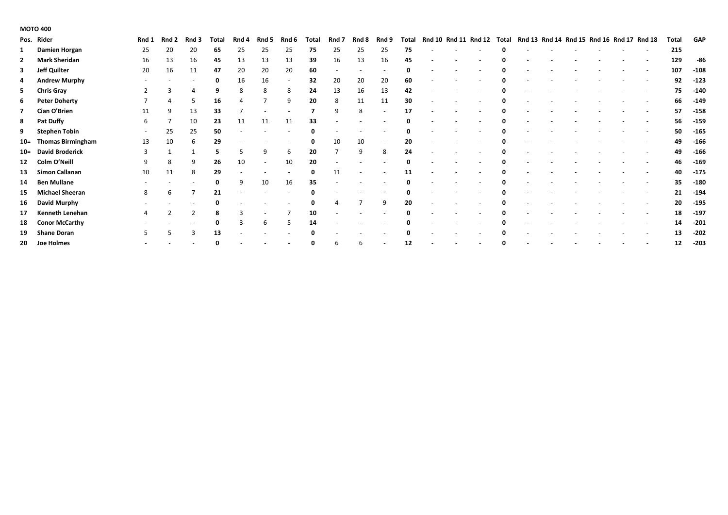**MOTO 400**

| Pos. | Rider | Rnd 1 | Rnd 2 | Rnd 3 | Total | Rnd 4 | Rnd 5 | Rnd 6 | Total | Rnd 7 | Rnd 8 | Rnd 9 | Total | Rnd 10 | Rnd 11 | Rnd 12 | Total | Rnd 13 | Rnd 14 | Rnd 15 | Rnd 16 | Rnd 17 | Rnd 18 | Total | GAP |
|---|---|---|---|---|---|---|---|---|---|---|---|---|---|---|---|---|---|---|---|---|---|---|---|---|---|
| 1 | **Damien Horgan** | 25 | 20 | 20 | **65** | 25 | 25 | 25 | **75** | 25 | 25 | 25 | **75** | - | - | - | **0** | - | - | - | - | - | - | **215** | |
| 2 | **Mark Sheridan** | 16 | 13 | 16 | **45** | 13 | 13 | 13 | **39** | 16 | 13 | 16 | **45** | - | - | - | **0** | - | - | - | - | - | - | **129** | **-86** |
| 3 | **Jeff Quilter** | 20 | 16 | 11 | **47** | 20 | 20 | 20 | **60** | - | - | - | **0** | - | - | - | **0** | - | - | - | - | - | - | **107** | **-108** |
| 4 | **Andrew Murphy** | - | - | - | **0** | 16 | 16 | - | **32** | 20 | 20 | 20 | **60** | - | - | - | **0** | - | - | - | - | - | - | **92** | **-123** |
| 5 | **Chris Gray** | 2 | 3 | 4 | **9** | 8 | 8 | 8 | **24** | 13 | 16 | 13 | **42** | - | - | - | **0** | - | - | - | - | - | - | **75** | **-140** |
| 6 | **Peter Doherty** | 7 | 4 | 5 | **16** | 4 | 7 | 9 | **20** | 8 | 11 | 11 | **30** | - | - | - | **0** | - | - | - | - | - | - | **66** | **-149** |
| 7 | **Cian O'Brien** | 11 | 9 | 13 | **33** | 7 | - | - | **7** | 9 | 8 | - | **17** | - | - | - | **0** | - | - | - | - | - | - | **57** | **-158** |
| 8 | **Pat Duffy** | 6 | 7 | 10 | **23** | 11 | 11 | 11 | **33** | - | - | - | **0** | - | - | - | **0** | - | - | - | - | - | - | **56** | **-159** |
| 9 | **Stephen Tobin** | - | 25 | 25 | **50** | - | - | - | **0** | - | - | - | **0** | - | - | - | **0** | - | - | - | - | - | - | **50** | **-165** |
| 10= | **Thomas Birmingham** | 13 | 10 | 6 | **29** | - | - | - | **0** | 10 | 10 | - | **20** | - | - | - | **0** | - | - | - | - | - | - | **49** | **-166** |
| 10= | **David Broderick** | 3 | 1 | 1 | **5** | 5 | 9 | 6 | **20** | 7 | 9 | 8 | **24** | - | - | - | **0** | - | - | - | - | - | - | **49** | **-166** |
| 12 | **Colm O'Neill** | 9 | 8 | 9 | **26** | 10 | - | 10 | **20** | - | - | - | **0** | - | - | - | **0** | - | - | - | - | - | - | **46** | **-169** |
| 13 | **Simon Callanan** | 10 | 11 | 8 | **29** | - | - | - | **0** | 11 | - | - | **11** | - | - | - | **0** | - | - | - | - | - | - | **40** | **-175** |
| 14 | **Ben Mullane** | - | - | - | **0** | 9 | 10 | 16 | **35** | - | - | - | **0** | - | - | - | **0** | - | - | - | - | - | - | **35** | **-180** |
| 15 | **Michael Sheeran** | 8 | 6 | 7 | **21** | - | - | - | **0** | - | - | - | **0** | - | - | - | **0** | - | - | - | - | - | - | **21** | **-194** |
| 16 | **David Murphy** | - | - | - | **0** | - | - | - | **0** | 4 | 7 | 9 | **20** | - | - | - | **0** | - | - | - | - | - | - | **20** | **-195** |
| 17 | **Kenneth Lenehan** | 4 | 2 | 2 | **8** | 3 | - | 7 | **10** | - | - | - | **0** | - | - | - | **0** | - | - | - | - | - | - | **18** | **-197** |
| 18 | **Conor McCarthy** | - | - | - | **0** | 3 | 6 | 5 | **14** | - | - | - | **0** | - | - | - | **0** | - | - | - | - | - | - | **14** | **-201** |
| 19 | **Shane Doran** | 5 | 5 | 3 | **13** | - | - | - | **0** | - | - | - | **0** | - | - | - | **0** | - | - | - | - | - | - | **13** | **-202** |
| 20 | **Joe Holmes** | - | - | - | **0** | - | - | - | **0** | 6 | 6 | - | **12** | - | - | - | **0** | - | - | - | - | - | - | **12** | **-203** |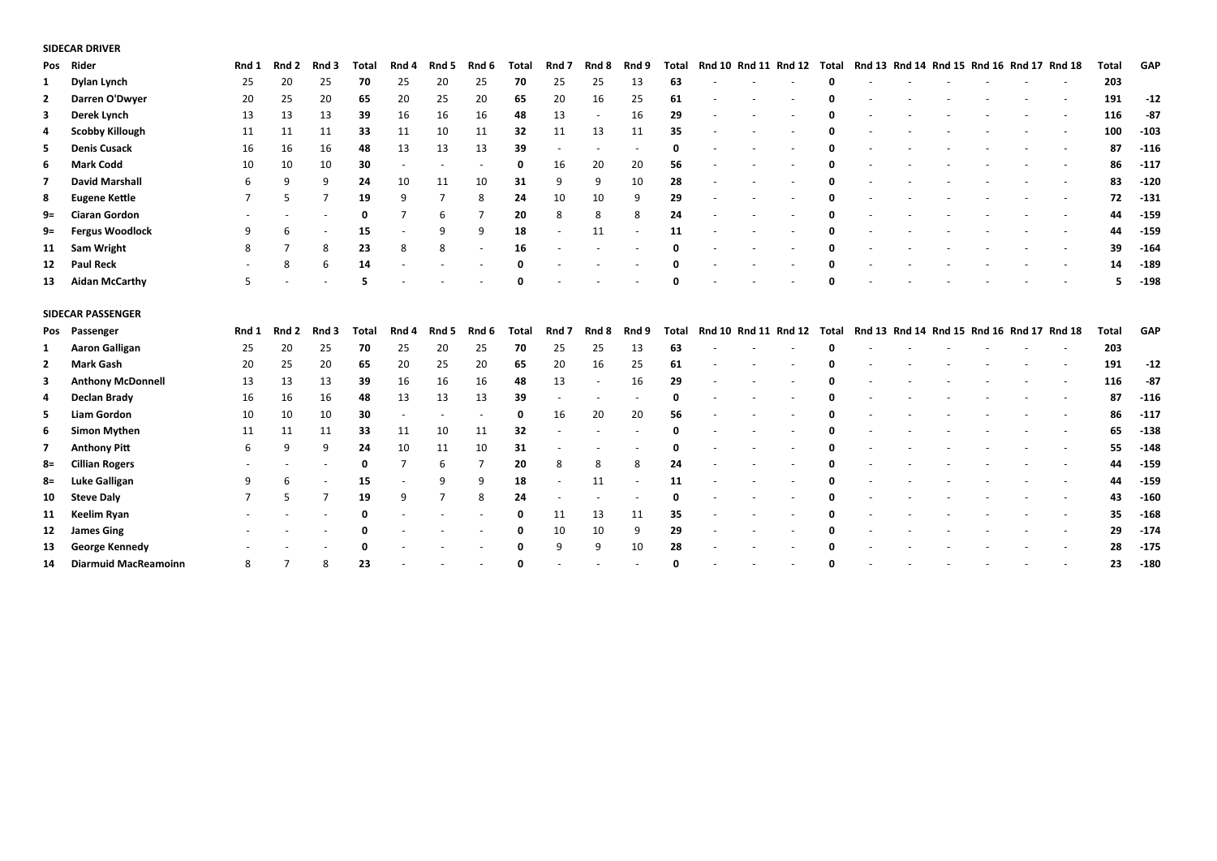**SIDECAR DRIVER**

| Pos | Rider | Rnd 1 | Rnd 2 | Rnd 3 | Total | Rnd 4 | Rnd 5 | Rnd 6 | Total | Rnd 7 | Rnd 8 | Rnd 9 | Total | Rnd 10 | Rnd 11 | Rnd 12 | Total | Rnd 13 | Rnd 14 | Rnd 15 | Rnd 16 | Rnd 17 | Rnd 18 | Total | GAP |
|---|---|---|---|---|---|---|---|---|---|---|---|---|---|---|---|---|---|---|---|---|---|---|---|---|---|
| 1 | Dylan Lynch | 25 | 20 | 25 | 70 | 25 | 20 | 25 | 70 | 25 | 25 | 13 | 63 | - | - | - | 0 | - | - | - | - | - | - | 203 | |
| 2 | Darren O'Dwyer | 20 | 25 | 20 | 65 | 20 | 25 | 20 | 65 | 20 | 16 | 25 | 61 | - | - | - | 0 | - | - | - | - | - | - | 191 | -12 |
| 3 | Derek Lynch | 13 | 13 | 13 | 39 | 16 | 16 | 16 | 48 | 13 | - | 16 | 29 | - | - | - | 0 | - | - | - | - | - | - | 116 | -87 |
| 4 | Scobby Killough | 11 | 11 | 11 | 33 | 11 | 10 | 11 | 32 | 11 | 13 | 11 | 35 | - | - | - | 0 | - | - | - | - | - | - | 100 | -103 |
| 5 | Denis Cusack | 16 | 16 | 16 | 48 | 13 | 13 | 13 | 39 | - | - | - | 0 | - | - | - | 0 | - | - | - | - | - | - | 87 | -116 |
| 6 | Mark Codd | 10 | 10 | 10 | 30 | - | - | - | 0 | 16 | 20 | 20 | 56 | - | - | - | 0 | - | - | - | - | - | - | 86 | -117 |
| 7 | David Marshall | 6 | 9 | 9 | 24 | 10 | 11 | 10 | 31 | 9 | 9 | 10 | 28 | - | - | - | 0 | - | - | - | - | - | - | 83 | -120 |
| 8 | Eugene Kettle | 7 | 5 | 7 | 19 | 9 | 7 | 8 | 24 | 10 | 10 | 9 | 29 | - | - | - | 0 | - | - | - | - | - | - | 72 | -131 |
| 9= | Ciaran Gordon | - | - | - | 0 | 7 | 6 | 7 | 20 | 8 | 8 | 8 | 24 | - | - | - | 0 | - | - | - | - | - | - | 44 | -159 |
| 9= | Fergus Woodlock | 9 | 6 | - | 15 | - | 9 | 9 | 18 | - | 11 | - | 11 | - | - | - | 0 | - | - | - | - | - | - | 44 | -159 |
| 11 | Sam Wright | 8 | 7 | 8 | 23 | 8 | 8 | - | 16 | - | - | - | 0 | - | - | - | 0 | - | - | - | - | - | - | 39 | -164 |
| 12 | Paul Reck | - | 8 | 6 | 14 | - | - | - | 0 | - | - | - | 0 | - | - | - | 0 | - | - | - | - | - | - | 14 | -189 |
| 13 | Aidan McCarthy | 5 | - | - | 5 | - | - | - | 0 | - | - | - | 0 | - | - | - | 0 | - | - | - | - | - | - | 5 | -198 |

**SIDECAR PASSENGER**

| Pos | Passenger | Rnd 1 | Rnd 2 | Rnd 3 | Total | Rnd 4 | Rnd 5 | Rnd 6 | Total | Rnd 7 | Rnd 8 | Rnd 9 | Total | Rnd 10 | Rnd 11 | Rnd 12 | Total | Rnd 13 | Rnd 14 | Rnd 15 | Rnd 16 | Rnd 17 | Rnd 18 | Total | GAP |
|---|---|---|---|---|---|---|---|---|---|---|---|---|---|---|---|---|---|---|---|---|---|---|---|---|---|
| 1 | Aaron Galligan | 25 | 20 | 25 | 70 | 25 | 20 | 25 | 70 | 25 | 25 | 13 | 63 | - | - | - | 0 | - | - | - | - | - | - | 203 | |
| 2 | Mark Gash | 20 | 25 | 20 | 65 | 20 | 25 | 20 | 65 | 20 | 16 | 25 | 61 | - | - | - | 0 | - | - | - | - | - | - | 191 | -12 |
| 3 | Anthony McDonnell | 13 | 13 | 13 | 39 | 16 | 16 | 16 | 48 | 13 | - | 16 | 29 | - | - | - | 0 | - | - | - | - | - | - | 116 | -87 |
| 4 | Declan Brady | 16 | 16 | 16 | 48 | 13 | 13 | 13 | 39 | - | - | - | 0 | - | - | - | 0 | - | - | - | - | - | - | 87 | -116 |
| 5 | Liam Gordon | 10 | 10 | 10 | 30 | - | - | - | 0 | 16 | 20 | 20 | 56 | - | - | - | 0 | - | - | - | - | - | - | 86 | -117 |
| 6 | Simon Mythen | 11 | 11 | 11 | 33 | 11 | 10 | 11 | 32 | - | - | - | 0 | - | - | - | 0 | - | - | - | - | - | - | 65 | -138 |
| 7 | Anthony Pitt | 6 | 9 | 9 | 24 | 10 | 11 | 10 | 31 | - | - | - | 0 | - | - | - | 0 | - | - | - | - | - | - | 55 | -148 |
| 8= | Cillian Rogers | - | - | - | 0 | 7 | 6 | 7 | 20 | 8 | 8 | 8 | 24 | - | - | - | 0 | - | - | - | - | - | - | 44 | -159 |
| 8= | Luke Galligan | 9 | 6 | - | 15 | - | 9 | 9 | 18 | - | 11 | - | 11 | - | - | - | 0 | - | - | - | - | - | - | 44 | -159 |
| 10 | Steve Daly | 7 | 5 | 7 | 19 | 9 | 7 | 8 | 24 | - | - | - | 0 | - | - | - | 0 | - | - | - | - | - | - | 43 | -160 |
| 11 | Keelim Ryan | - | - | - | 0 | - | - | - | 0 | 11 | 13 | 11 | 35 | - | - | - | 0 | - | - | - | - | - | - | 35 | -168 |
| 12 | James Ging | - | - | - | 0 | - | - | - | 0 | 10 | 10 | 9 | 29 | - | - | - | 0 | - | - | - | - | - | - | 29 | -174 |
| 13 | George Kennedy | - | - | - | 0 | - | - | - | 0 | 9 | 9 | 10 | 28 | - | - | - | 0 | - | - | - | - | - | - | 28 | -175 |
| 14 | Diarmuid MacReamoinn | 8 | 7 | 8 | 23 | - | - | - | 0 | - | - | - | 0 | - | - | - | 0 | - | - | - | - | - | - | 23 | -180 |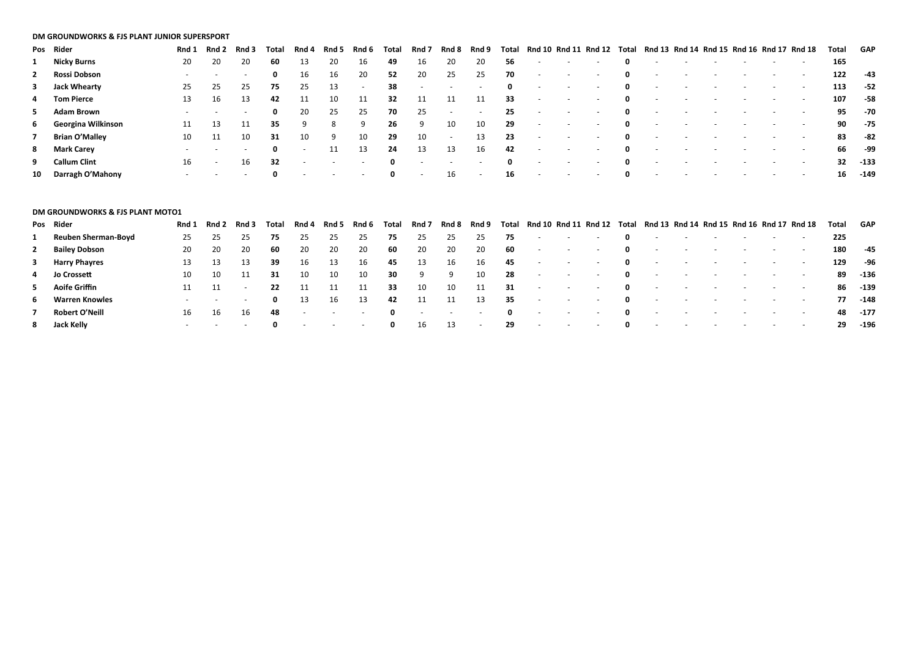**DM GROUNDWORKS & FJS PLANT JUNIOR SUPERSPORT**

| Pos | Rider | Rnd 1 | Rnd 2 | Rnd 3 | Total | Rnd 4 | Rnd 5 | Rnd 6 | Total | Rnd 7 | Rnd 8 | Rnd 9 | Total | Rnd 10 | Rnd 11 | Rnd 12 | Total | Rnd 13 | Rnd 14 | Rnd 15 | Rnd 16 | Rnd 17 | Rnd 18 | Total | GAP |
|---|---|---|---|---|---|---|---|---|---|---|---|---|---|---|---|---|---|---|---|---|---|---|---|---|---|
| 1 | **Nicky Burns** | 20 | 20 | 20 | **60** | 13 | 20 | 16 | **49** | 16 | 20 | 20 | **56** | - | - | - | **0** | - | - | - | - | - | - | **165** | |
| 2 | **Rossi Dobson** | - | - | - | **0** | 16 | 16 | 20 | **52** | 20 | 25 | 25 | **70** | - | - | - | **0** | - | - | - | - | - | - | **122** | **-43** |
| 3 | **Jack Whearty** | 25 | 25 | 25 | **75** | 25 | 13 | - | **38** | - | - | - | **0** | - | - | - | **0** | - | - | - | - | - | - | **113** | **-52** |
| 4 | **Tom Pierce** | 13 | 16 | 13 | **42** | 11 | 10 | 11 | **32** | 11 | 11 | 11 | **33** | - | - | - | **0** | - | - | - | - | - | - | **107** | **-58** |
| 5 | **Adam Brown** | - | - | - | **0** | 20 | 25 | 25 | **70** | 25 | - | - | **25** | - | - | - | **0** | - | - | - | - | - | - | **95** | **-70** |
| 6 | **Georgina Wilkinson** | 11 | 13 | 11 | **35** | 9 | 8 | 9 | **26** | 9 | 10 | 10 | **29** | - | - | - | **0** | - | - | - | - | - | - | **90** | **-75** |
| 7 | **Brian O'Malley** | 10 | 11 | 10 | **31** | 10 | 9 | 10 | **29** | 10 | - | 13 | **23** | - | - | - | **0** | - | - | - | - | - | - | **83** | **-82** |
| 8 | **Mark Carey** | - | - | - | **0** | - | 11 | 13 | **24** | 13 | 13 | 16 | **42** | - | - | - | **0** | - | - | - | - | - | - | **66** | **-99** |
| 9 | **Callum Clint** | 16 | - | 16 | **32** | - | - | - | **0** | - | - | - | **0** | - | - | - | **0** | - | - | - | - | - | - | **32** | **-133** |
| 10 | **Darragh O'Mahony** | - | - | - | **0** | - | - | - | **0** | - | 16 | - | **16** | - | - | - | **0** | - | - | - | - | - | - | **16** | **-149** |

**DM GROUNDWORKS & FJS PLANT MOTO1**

| Pos | Rider | Rnd 1 | Rnd 2 | Rnd 3 | Total | Rnd 4 | Rnd 5 | Rnd 6 | Total | Rnd 7 | Rnd 8 | Rnd 9 | Total | Rnd 10 | Rnd 11 | Rnd 12 | Total | Rnd 13 | Rnd 14 | Rnd 15 | Rnd 16 | Rnd 17 | Rnd 18 | Total | GAP |
|---|---|---|---|---|---|---|---|---|---|---|---|---|---|---|---|---|---|---|---|---|---|---|---|---|---|
| 1 | **Reuben Sherman-Boyd** | 25 | 25 | 25 | **75** | 25 | 25 | 25 | **75** | 25 | 25 | 25 | **75** | - | - | - | **0** | - | - | - | - | - | - | **225** | |
| 2 | **Bailey Dobson** | 20 | 20 | 20 | **60** | 20 | 20 | 20 | **60** | 20 | 20 | 20 | **60** | - | - | - | **0** | - | - | - | - | - | - | **180** | **-45** |
| 3 | **Harry Phayres** | 13 | 13 | 13 | **39** | 16 | 13 | 16 | **45** | 13 | 16 | 16 | **45** | - | - | - | **0** | - | - | - | - | - | - | **129** | **-96** |
| 4 | **Jo Crossett** | 10 | 10 | 11 | **31** | 10 | 10 | 10 | **30** | 9 | 9 | 10 | **28** | - | - | - | **0** | - | - | - | - | - | - | **89** | **-136** |
| 5 | **Aoife Griffin** | 11 | 11 | - | **22** | 11 | 11 | 11 | **33** | 10 | 10 | 11 | **31** | - | - | - | **0** | - | - | - | - | - | - | **86** | **-139** |
| 6 | **Warren Knowles** | - | - | - | **0** | 13 | 16 | 13 | **42** | 11 | 11 | 13 | **35** | - | - | - | **0** | - | - | - | - | - | - | **77** | **-148** |
| 7 | **Robert O'Neill** | 16 | 16 | 16 | **48** | - | - | - | **0** | - | - | - | **0** | - | - | - | **0** | - | - | - | - | - | - | **48** | **-177** |
| 8 | **Jack Kelly** | - | - | - | **0** | - | - | - | **0** | 16 | 13 | - | **29** | - | - | - | **0** | - | - | - | - | - | - | **29** | **-196** |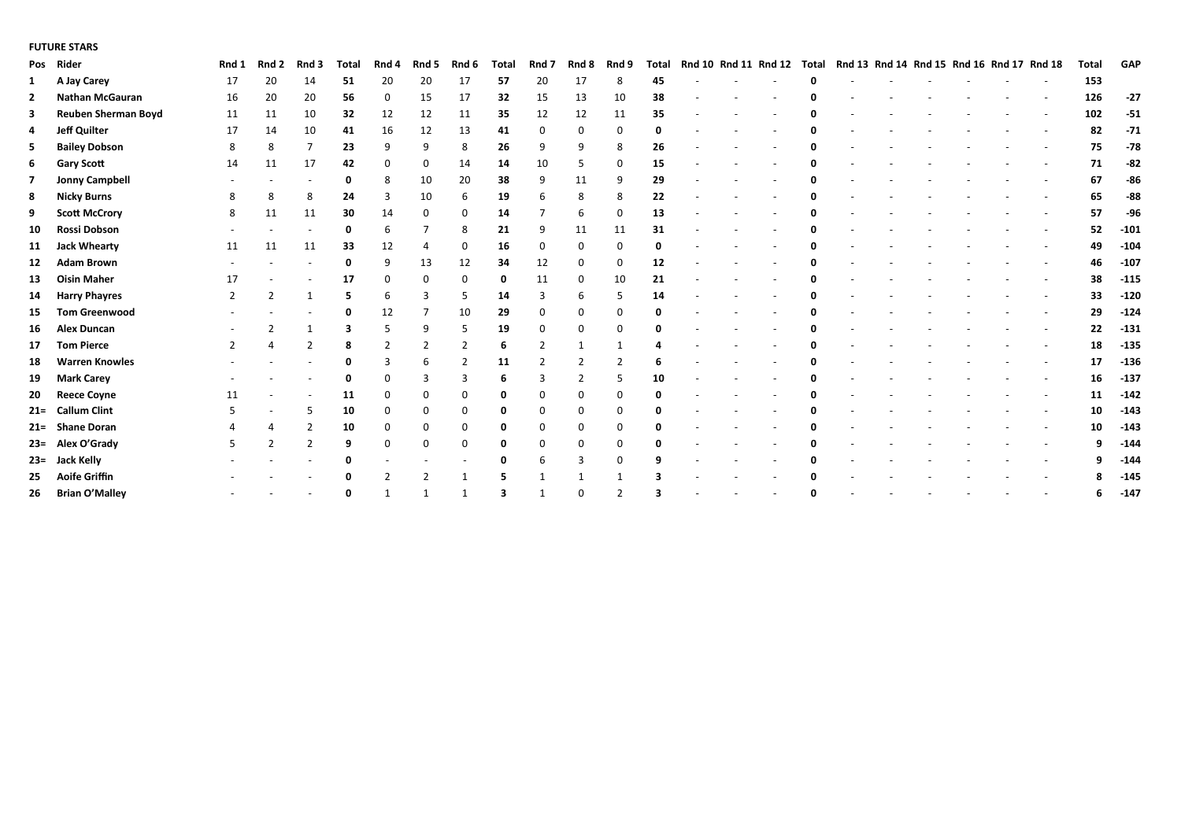**FUTURE STARS**

| Pos | Rider | Rnd 1 | Rnd 2 | Rnd 3 | Total | Rnd 4 | Rnd 5 | Rnd 6 | Total | Rnd 7 | Rnd 8 | Rnd 9 | Total | Rnd 10 | Rnd 11 | Rnd 12 | Total | Rnd 13 | Rnd 14 | Rnd 15 | Rnd 16 | Rnd 17 | Rnd 18 | Total | GAP |
|---|---|---|---|---|---|---|---|---|---|---|---|---|---|---|---|---|---|---|---|---|---|---|---|---|---|
| 1 | **A Jay Carey** | 17 | 20 | 14 | **51** | 20 | 20 | 17 | **57** | 20 | 17 | 8 | **45** | - | - | - | **0** | - | - | - | - | - | - | **153** | |
| 2 | **Nathan McGauran** | 16 | 20 | 20 | **56** | 0 | 15 | 17 | **32** | 15 | 13 | 10 | **38** | - | - | - | **0** | - | - | - | - | - | - | **126** | **-27** |
| 3 | **Reuben Sherman Boyd** | 11 | 11 | 10 | **32** | 12 | 12 | 11 | **35** | 12 | 12 | 11 | **35** | - | - | - | **0** | - | - | - | - | - | - | **102** | **-51** |
| 4 | **Jeff Quilter** | 17 | 14 | 10 | **41** | 16 | 12 | 13 | **41** | 0 | 0 | 0 | **0** | - | - | - | **0** | - | - | - | - | - | - | **82** | **-71** |
| 5 | **Bailey Dobson** | 8 | 8 | 7 | **23** | 9 | 9 | 8 | **26** | 9 | 9 | 8 | **26** | - | - | - | **0** | - | - | - | - | - | - | **75** | **-78** |
| 6 | **Gary Scott** | 14 | 11 | 17 | **42** | 0 | 0 | 14 | **14** | 10 | 5 | 0 | **15** | - | - | - | **0** | - | - | - | - | - | - | **71** | **-82** |
| 7 | **Jonny Campbell** | - | - | - | **0** | 8 | 10 | 20 | **38** | 9 | 11 | 9 | **29** | - | - | - | **0** | - | - | - | - | - | - | **67** | **-86** |
| 8 | **Nicky Burns** | 8 | 8 | 8 | **24** | 3 | 10 | 6 | **19** | 6 | 8 | 8 | **22** | - | - | - | **0** | - | - | - | - | - | - | **65** | **-88** |
| 9 | **Scott McCrory** | 8 | 11 | 11 | **30** | 14 | 0 | 0 | **14** | 7 | 6 | 0 | **13** | - | - | - | **0** | - | - | - | - | - | - | **57** | **-96** |
| 10 | **Rossi Dobson** | - | - | - | **0** | 6 | 7 | 8 | **21** | 9 | 11 | 11 | **31** | - | - | - | **0** | - | - | - | - | - | - | **52** | **-101** |
| 11 | **Jack Whearty** | 11 | 11 | 11 | **33** | 12 | 4 | 0 | **16** | 0 | 0 | 0 | **0** | - | - | - | **0** | - | - | - | - | - | - | **49** | **-104** |
| 12 | **Adam Brown** | - | - | - | **0** | 9 | 13 | 12 | **34** | 12 | 0 | 0 | **12** | - | - | - | **0** | - | - | - | - | - | - | **46** | **-107** |
| 13 | **Oisin Maher** | 17 | - | - | **17** | 0 | 0 | 0 | **0** | 11 | 0 | 10 | **21** | - | - | - | **0** | - | - | - | - | - | - | **38** | **-115** |
| 14 | **Harry Phayres** | 2 | 2 | 1 | **5** | 6 | 3 | 5 | **14** | 3 | 6 | 5 | **14** | - | - | - | **0** | - | - | - | - | - | - | **33** | **-120** |
| 15 | **Tom Greenwood** | - | - | - | **0** | 12 | 7 | 10 | **29** | 0 | 0 | 0 | **0** | - | - | - | **0** | - | - | - | - | - | - | **29** | **-124** |
| 16 | **Alex Duncan** | - | 2 | 1 | **3** | 5 | 9 | 5 | **19** | 0 | 0 | 0 | **0** | - | - | - | **0** | - | - | - | - | - | - | **22** | **-131** |
| 17 | **Tom Pierce** | 2 | 4 | 2 | **8** | 2 | 2 | 2 | **6** | 2 | 1 | 1 | **4** | - | - | - | **0** | - | - | - | - | - | - | **18** | **-135** |
| 18 | **Warren Knowles** | - | - | - | **0** | 3 | 6 | 2 | **11** | 2 | 2 | 2 | **6** | - | - | - | **0** | - | - | - | - | - | - | **17** | **-136** |
| 19 | **Mark Carey** | - | - | - | **0** | 0 | 3 | 3 | **6** | 3 | 2 | 5 | **10** | - | - | - | **0** | - | - | - | - | - | - | **16** | **-137** |
| 20 | **Reece Coyne** | 11 | - | - | **11** | 0 | 0 | 0 | **0** | 0 | 0 | 0 | **0** | - | - | - | **0** | - | - | - | - | - | - | **11** | **-142** |
| 21= | **Callum Clint** | 5 | - | 5 | **10** | 0 | 0 | 0 | **0** | 0 | 0 | 0 | **0** | - | - | - | **0** | - | - | - | - | - | - | **10** | **-143** |
| 21= | **Shane Doran** | 4 | 4 | 2 | **10** | 0 | 0 | 0 | **0** | 0 | 0 | 0 | **0** | - | - | - | **0** | - | - | - | - | - | - | **10** | **-143** |
| 23= | **Alex O'Grady** | 5 | 2 | 2 | **9** | 0 | 0 | 0 | **0** | 0 | 0 | 0 | **0** | - | - | - | **0** | - | - | - | - | - | - | **9** | **-144** |
| 23= | **Jack Kelly** | - | - | - | **0** | - | - | - | **0** | 6 | 3 | 0 | **9** | - | - | - | **0** | - | - | - | - | - | - | **9** | **-144** |
| 25 | **Aoife Griffin** | - | - | - | **0** | 2 | 2 | 1 | **5** | 1 | 1 | 1 | **3** | - | - | - | **0** | - | - | - | - | - | - | **8** | **-145** |
| 26 | **Brian O'Malley** | - | - | - | **0** | 1 | 1 | 1 | **3** | 1 | 0 | 2 | **3** | - | - | - | **0** | - | - | - | - | - | - | **6** | **-147** |